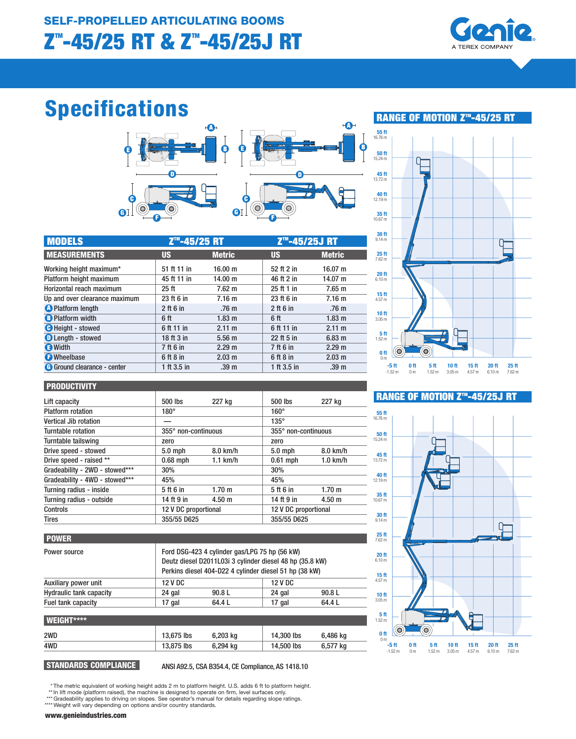## SELF-PROPELLED ARTICULATING BOOMS

# Z™-45/25 RT & Z™-45/25J RT

Genie
A TEREX COMPANY

# Specifications

| MODELS | Z™-45/25 RT | | Z™-45/25J RT | |
|---|---|---|---|---|
| **MEASUREMENTS** | **US** | **Metric** | **US** | **Metric** |
| Working height maximum* | 51 ft 11 in | 16.00 m | 52 ft 2 in | 16.07 m |
| Platform height maximum | 45 ft 11 in | 14.00 m | 46 ft 2 in | 14.07 m |
| Horizontal reach maximum | 25 ft | 7.62 m | 25 ft 1 in | 7.65 m |
| Up and over clearance maximum | 23 ft 6 in | 7.16 m | 23 ft 6 in | 7.16 m |
| A Platform length | 2 ft 6 in | .76 m | 2 ft 6 in | .76 m |
| B Platform width | 6 ft | 1.83 m | 6 ft | 1.83 m |
| C Height - stowed | 6 ft 11 in | 2.11 m | 6 ft 11 in | 2.11 m |
| D Length - stowed | 18 ft 3 in | 5.56 m | 22 ft 5 in | 6.83 m |
| E Width | 7 ft 6 in | 2.29 m | 7 ft 6 in | 2.29 m |
| F Wheelbase | 6 ft 8 in | 2.03 m | 6 ft 8 in | 2.03 m |
| G Ground clearance - center | 1 ft 3.5 in | .39 m | 1 ft 3.5 in | .39 m |
| **PRODUCTIVITY** | | | | |
| Lift capacity | 500 lbs | 227 kg | 500 lbs | 227 kg |
| Platform rotation | 180° | | 160° | |
| Vertical Jib rotation | — | | 135° | |
| Turntable rotation | 355° non-continuous | | 355° non-continuous | |
| Turntable tailswing | zero | | zero | |
| Drive speed - stowed | 5.0 mph | 8.0 km/h | 5.0 mph | 8.0 km/h |
| Drive speed - raised ** | 0.68 mph | 1.1 km/h | 0.61 mph | 1.0 km/h |
| Gradeability - 2WD - stowed*** | 30% | | 30% | |
| Gradeability - 4WD - stowed*** | 45% | | 45% | |
| Turning radius - inside | 5 ft 6 in | 1.70 m | 5 ft 6 in | 1.70 m |
| Turning radius - outside | 14 ft 9 in | 4.50 m | 14 ft 9 in | 4.50 m |
| Controls | 12 V DC proportional | | 12 V DC proportional | |
| Tires | 355/55 D625 | | 355/55 D625 | |
| **POWER** | | | | |
| Power source | Ford DSG-423 4 cylinder gas/LPG 75 hp (56 kW); Deutz diesel D2011L03i 3 cylinder diesel 48 hp (35.8 kW); Perkins diesel 404-D22 4 cylinder diesel 51 hp (38 kW) | | | |
| Auxiliary power unit | 12 V DC | | 12 V DC | |
| Hydraulic tank capacity | 24 gal | 90.8 L | 24 gal | 90.8 L |
| Fuel tank capacity | 17 gal | 64.4 L | 17 gal | 64.4 L |
| **WEIGHT**** | | | | |
| 2WD | 13,675 lbs | 6,203 kg | 14,300 lbs | 6,486 kg |
| 4WD | 13,875 lbs | 6,294 kg | 14,500 lbs | 6,577 kg |

**STANDARDS COMPLIANCE** ANSI A92.5, CSA B354.4, CE Compliance, AS 1418.10

## RANGE OF MOTION Z™-45/25 RT

## RANGE OF MOTION Z™-45/25J RT

\* The metric equivalent of working height adds 2 m to platform height. U.S. adds 6 ft to platform height.
\** In lift mode (platform raised), the machine is designed to operate on firm, level surfaces only.
\*** Gradeability applies to driving on slopes. See operator's manual for details regarding slope ratings.
\**** Weight will vary depending on options and/or country standards.

www.genieindustries.com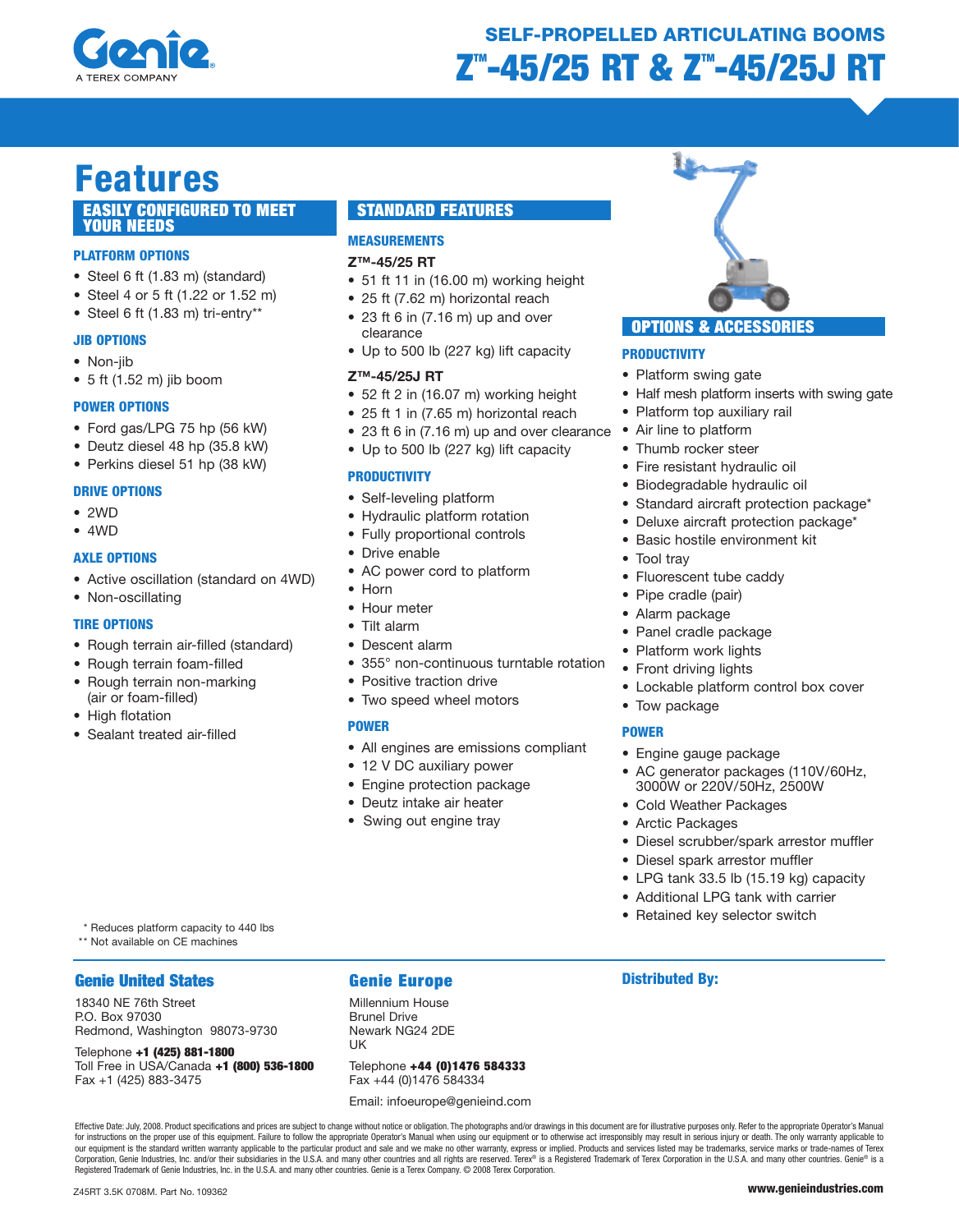# SELF-PROPELLED ARTICULATING BOOMS

# Z™-45/25 RT & Z™-45/25J RT

# Features

## EASILY CONFIGURED TO MEET YOUR NEEDS

### PLATFORM OPTIONS

- Steel 6 ft (1.83 m) (standard)
- Steel 4 or 5 ft (1.22 or 1.52 m)
- Steel 6 ft (1.83 m) tri-entry**

### JIB OPTIONS

- Non-jib
- 5 ft (1.52 m) jib boom

### POWER OPTIONS

- Ford gas/LPG 75 hp (56 kW)
- Deutz diesel 48 hp (35.8 kW)
- Perkins diesel 51 hp (38 kW)

### DRIVE OPTIONS

- 2WD
- 4WD

### AXLE OPTIONS

- Active oscillation (standard on 4WD)
- Non-oscillating

### TIRE OPTIONS

- Rough terrain air-filled (standard)
- Rough terrain foam-filled
- Rough terrain non-marking (air or foam-filled)
- High flotation
- Sealant treated air-filled

## STANDARD FEATURES

### MEASUREMENTS

**Z™-45/25 RT**

- 51 ft 11 in (16.00 m) working height
- 25 ft (7.62 m) horizontal reach
- 23 ft 6 in (7.16 m) up and over clearance
- Up to 500 lb (227 kg) lift capacity

**Z™-45/25J RT**

- 52 ft 2 in (16.07 m) working height
- 25 ft 1 in (7.65 m) horizontal reach
- 23 ft 6 in (7.16 m) up and over clearance
- Up to 500 lb (227 kg) lift capacity

### PRODUCTIVITY

- Self-leveling platform
- Hydraulic platform rotation
- Fully proportional controls
- Drive enable
- AC power cord to platform
- Horn
- Hour meter
- Tilt alarm
- Descent alarm
- 355° non-continuous turntable rotation
- Positive traction drive
- Two speed wheel motors

### POWER

- All engines are emissions compliant
- 12 V DC auxiliary power
- Engine protection package
- Deutz intake air heater
- Swing out engine tray

## OPTIONS & ACCESSORIES

### PRODUCTIVITY

- Platform swing gate
- Half mesh platform inserts with swing gate
- Platform top auxiliary rail
- Air line to platform
- Thumb rocker steer
- Fire resistant hydraulic oil
- Biodegradable hydraulic oil
- Standard aircraft protection package*
- Deluxe aircraft protection package*
- Basic hostile environment kit
- Tool tray
- Fluorescent tube caddy
- Pipe cradle (pair)
- Alarm package
- Panel cradle package
- Platform work lights
- Front driving lights
- Lockable platform control box cover
- Tow package

### POWER

- Engine gauge package
- AC generator packages (110V/60Hz, 3000W or 220V/50Hz, 2500W
- Cold Weather Packages
- Arctic Packages
- Diesel scrubber/spark arrestor muffler
- Diesel spark arrestor muffler
- LPG tank 33.5 lb (15.19 kg) capacity
- Additional LPG tank with carrier
- Retained key selector switch

\* Reduces platform capacity to 440 lbs
\*\* Not available on CE machines

## Genie United States

18340 NE 76th Street
P.O. Box 97030
Redmond, Washington 98073-9730

Telephone **+1 (425) 881-1800**
Toll Free in USA/Canada **+1 (800) 536-1800**
Fax +1 (425) 883-3475

## Genie Europe

Millennium House
Brunel Drive
Newark NG24 2DE
UK

Telephone **+44 (0)1476 584333**
Fax +44 (0)1476 584334

Email: infoeurope@genieind.com

## Distributed By:

Effective Date: July, 2008. Product specifications and prices are subject to change without notice or obligation. The photographs and/or drawings in this document are for illustrative purposes only. Refer to the appropriate Operator's Manual for instructions on the proper use of this equipment. Failure to follow the appropriate Operator's Manual when using our equipment or to otherwise act irresponsibly may result in serious injury or death. The only warranty applicable to our equipment is the standard written warranty applicable to the particular product and sale and we make no other warranty, express or implied. Products and services listed may be trademarks, service marks or trade-names of Terex Corporation, Genie Industries, Inc. and/or their subsidiaries in the U.S.A. and many other countries and all rights are reserved. Terex® is a Registered Trademark of Terex Corporation in the U.S.A. and many other countries. Genie® is a Registered Trademark of Genie Industries, Inc. in the U.S.A. and many other countries. Genie is a Terex Company. © 2008 Terex Corporation.

Z45RT 3.5K 0708M. Part No. 109362

www.genieindustries.com